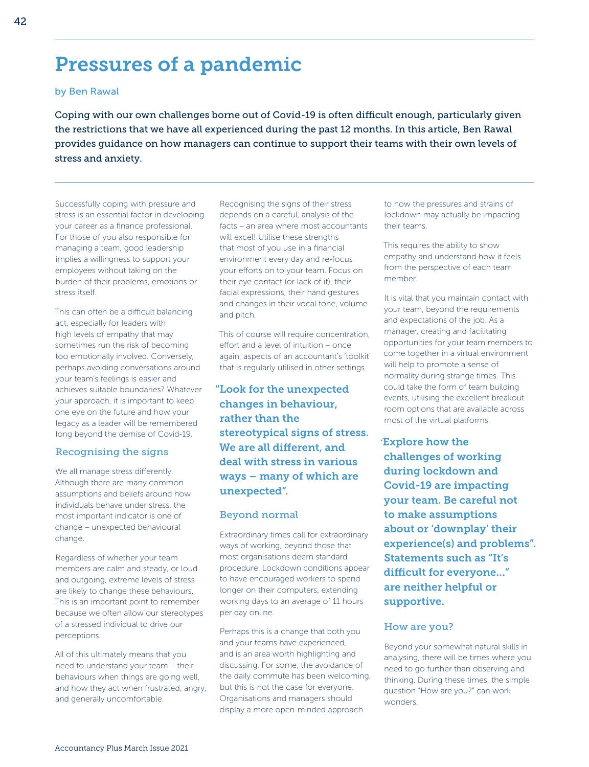# Pressures of a pandemic

by Ben Rawal

**Coping with our own challenges borne out of Covid-19 is often difficult enough, particularly given the restrictions that we have all experienced during the past 12 months. In this article, Ben Rawal provides guidance on how managers can continue to support their teams with their own levels of stress and anxiety.**

Successfully coping with pressure and stress is an essential factor in developing your career as a finance professional. For those of you also responsible for managing a team, good leadership implies a willingness to support your employees without taking on the burden of their problems, emotions or stress itself.

This can often be a difficult balancing act, especially for leaders with high levels of empathy that may sometimes run the risk of becoming too emotionally involved. Conversely, perhaps avoiding conversations around your team's feelings is easier and achieves suitable boundaries? Whatever your approach, it is important to keep one eye on the future and how your legacy as a leader will be remembered long beyond the demise of Covid-19.

## Recognising the signs

We all manage stress differently. Although there are many common assumptions and beliefs around how individuals behave under stress, the most important indicator is one of change – unexpected behavioural change.

Regardless of whether your team members are calm and steady, or loud and outgoing, extreme levels of stress are likely to change these behaviours. This is an important point to remember because we often allow our stereotypes of a stressed individual to drive our perceptions.

All of this ultimately means that you need to understand your team – their behaviours when things are going well, and how they act when frustrated, angry, and generally uncomfortable.

Recognising the signs of their stress depends on a careful, analysis of the facts – an area where most accountants will excel! Utilise these strengths that most of you use in a financial environment every day and re-focus your efforts on to your team. Focus on their eye contact (or lack of it), their facial expressions, their hand gestures and changes in their vocal tone, volume and pitch.

This of course will require concentration, effort and a level of intuition – once again, aspects of an accountant's 'toolkit' that is regularly utilised in other settings.

> **"Look for the unexpected changes in behaviour, rather than the stereotypical signs of stress. We are all different, and deal with stress in various ways – many of which are unexpected".**

## Beyond normal

Extraordinary times call for extraordinary ways of working, beyond those that most organisations deem standard procedure. Lockdown conditions appear to have encouraged workers to spend longer on their computers, extending working days to an average of 11 hours per day online.

Perhaps this is a change that both you and your teams have experienced, and is an area worth highlighting and discussing. For some, the avoidance of the daily commute has been welcoming, but this is not the case for everyone. Organisations and managers should display a more open-minded approach to how the pressures and strains of lockdown may actually be impacting their teams.

This requires the ability to show empathy and understand how it feels from the perspective of each team member.

It is vital that you maintain contact with your team, beyond the requirements and expectations of the job. As a manager, creating and facilitating opportunities for your team members to come together in a virtual environment will help to promote a sense of normality during strange times. This could take the form of team building events, utilising the excellent breakout room options that are available across most of the virtual platforms.

> **"Explore how the challenges of working during lockdown and Covid-19 are impacting your team. Be careful not to make assumptions about or 'downplay' their experience(s) and problems". Statements such as "It's difficult for everyone..." are neither helpful or supportive.**

## How are you?

Beyond your somewhat natural skills in analysing, there will be times where you need to go further than observing and thinking. During these times, the simple question "How are you?" can work wonders.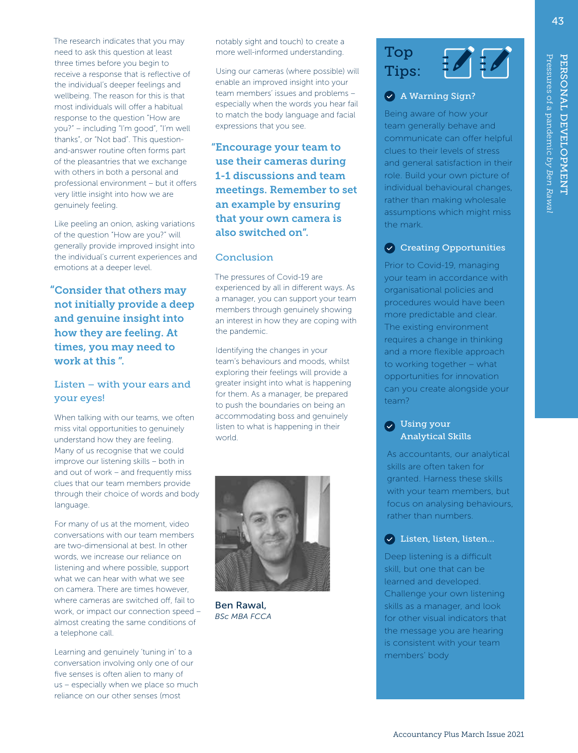The research indicates that you may need to ask this question at least three times before you begin to receive a response that is reflective of the individual's deeper feelings and wellbeing. The reason for this is that most individuals will offer a habitual response to the question "How are you?" – including "I'm good", "I'm well thanks", or "Not bad". This question-and-answer routine often forms part of the pleasantries that we exchange with others in both a personal and professional environment – but it offers very little insight into how we are genuinely feeling.

Like peeling an onion, asking variations of the question "How are you?" will generally provide improved insight into the individual's current experiences and emotions at a deeper level.

**"Consider that others may not initially provide a deep and genuine insight into how they are feeling. At times, you may need to work at this ".**

## Listen – with your ears and your eyes!

When talking with our teams, we often miss vital opportunities to genuinely understand how they are feeling. Many of us recognise that we could improve our listening skills – both in and out of work – and frequently miss clues that our team members provide through their choice of words and body language.

For many of us at the moment, video conversations with our team members are two-dimensional at best. In other words, we increase our reliance on listening and where possible, support what we can hear with what we see on camera. There are times however, where cameras are switched off, fail to work, or impact our connection speed – almost creating the same conditions of a telephone call.

Learning and genuinely 'tuning in' to a conversation involving only one of our five senses is often alien to many of us – especially when we place so much reliance on our other senses (most notably sight and touch) to create a more well-informed understanding.

Using our cameras (where possible) will enable an improved insight into your team members' issues and problems – especially when the words you hear fail to match the body language and facial expressions that you see.

**"Encourage your team to use their cameras during 1-1 discussions and team meetings. Remember to set an example by ensuring that your own camera is also switched on".**

## Conclusion

The pressures of Covid-19 are experienced by all in different ways. As a manager, you can support your team members through genuinely showing an interest in how they are coping with the pandemic.

Identifying the changes in your team's behaviours and moods, whilst exploring their feelings will provide a greater insight into what is happening for them. As a manager, be prepared to push the boundaries on being an accommodating boss and genuinely listen to what is happening in their world.

**Ben Rawal,**
*BSc MBA FCCA*

## Top Tips:

### A Warning Sign?

Being aware of how your team generally behave and communicate can offer helpful clues to their levels of stress and general satisfaction in their role. Build your own picture of individual behavioural changes, rather than making wholesale assumptions which might miss the mark.

### Creating Opportunities

Prior to Covid-19, managing your team in accordance with organisational policies and procedures would have been more predictable and clear. The existing environment requires a change in thinking and a more flexible approach to working together – what opportunities for innovation can you create alongside your team?

### Using your Analytical Skills

As accountants, our analytical skills are often taken for granted. Harness these skills with your team members, but focus on analysing behaviours, rather than numbers.

### Listen, listen, listen...

Deep listening is a difficult skill, but one that can be learned and developed. Challenge your own listening skills as a manager, and look for other visual indicators that the message you are hearing is consistent with your team members' body